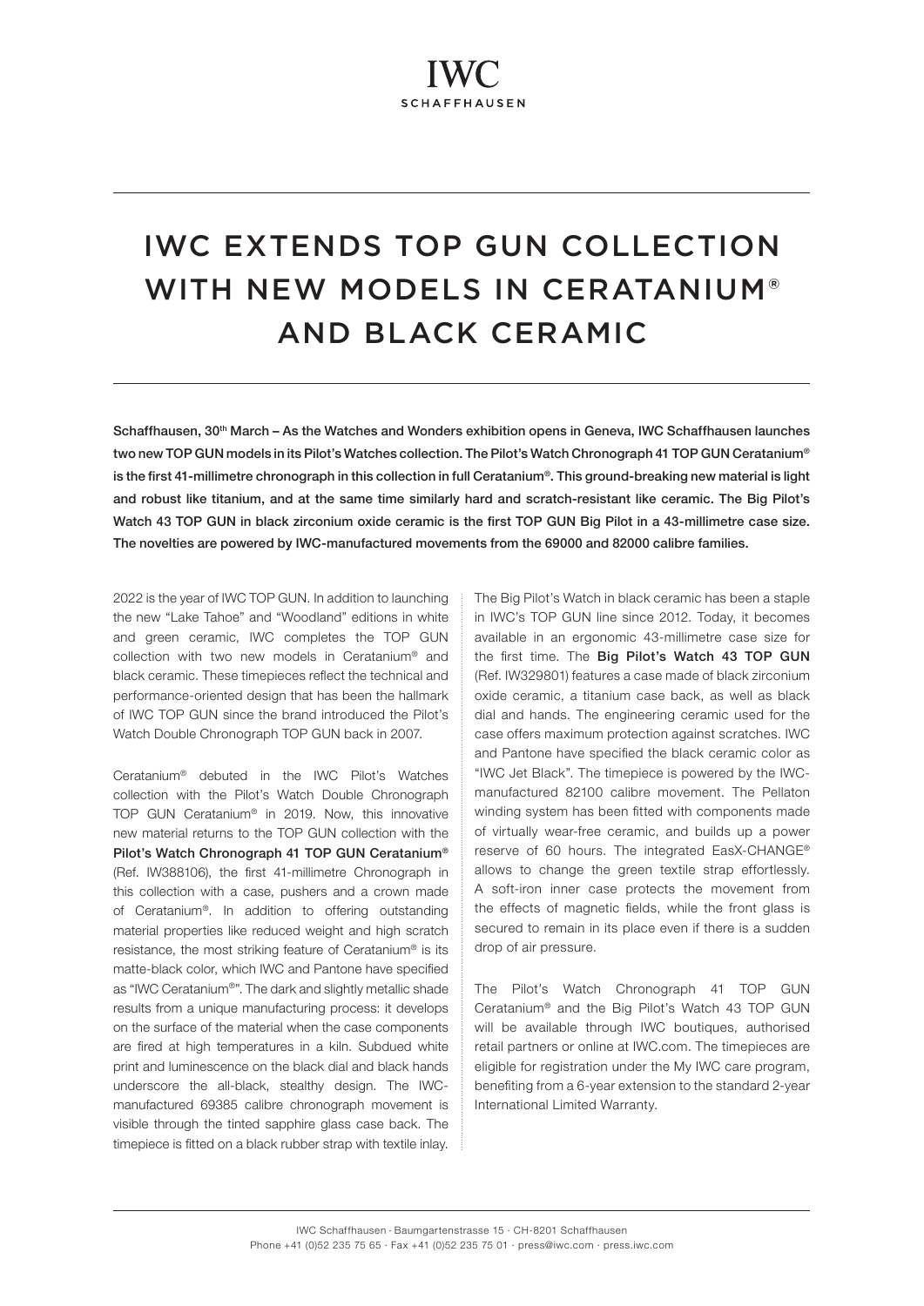IWC
SCHAFFHAUSEN

# IWC EXTENDS TOP GUN COLLECTION WITH NEW MODELS IN CERATANIUM® AND BLACK CERAMIC

**Schaffhausen, 30th March – As the Watches and Wonders exhibition opens in Geneva, IWC Schaffhausen launches two new TOP GUN models in its Pilot's Watches collection. The Pilot's Watch Chronograph 41 TOP GUN Ceratanium® is the first 41-millimetre chronograph in this collection in full Ceratanium®. This ground-breaking new material is light and robust like titanium, and at the same time similarly hard and scratch-resistant like ceramic. The Big Pilot's Watch 43 TOP GUN in black zirconium oxide ceramic is the first TOP GUN Big Pilot in a 43-millimetre case size. The novelties are powered by IWC-manufactured movements from the 69000 and 82000 calibre families.**

2022 is the year of IWC TOP GUN. In addition to launching the new "Lake Tahoe" and "Woodland" editions in white and green ceramic, IWC completes the TOP GUN collection with two new models in Ceratanium® and black ceramic. These timepieces reflect the technical and performance-oriented design that has been the hallmark of IWC TOP GUN since the brand introduced the Pilot's Watch Double Chronograph TOP GUN back in 2007.

Ceratanium® debuted in the IWC Pilot's Watches collection with the Pilot's Watch Double Chronograph TOP GUN Ceratanium® in 2019. Now, this innovative new material returns to the TOP GUN collection with the **Pilot's Watch Chronograph 41 TOP GUN Ceratanium®** (Ref. IW388106), the first 41-millimetre Chronograph in this collection with a case, pushers and a crown made of Ceratanium®. In addition to offering outstanding material properties like reduced weight and high scratch resistance, the most striking feature of Ceratanium® is its matte-black color, which IWC and Pantone have specified as "IWC Ceratanium®". The dark and slightly metallic shade results from a unique manufacturing process: it develops on the surface of the material when the case components are fired at high temperatures in a kiln. Subdued white print and luminescence on the black dial and black hands underscore the all-black, stealthy design. The IWC-manufactured 69385 calibre chronograph movement is visible through the tinted sapphire glass case back. The timepiece is fitted on a black rubber strap with textile inlay.

The Big Pilot's Watch in black ceramic has been a staple in IWC's TOP GUN line since 2012. Today, it becomes available in an ergonomic 43-millimetre case size for the first time. The **Big Pilot's Watch 43 TOP GUN** (Ref. IW329801) features a case made of black zirconium oxide ceramic, a titanium case back, as well as black dial and hands. The engineering ceramic used for the case offers maximum protection against scratches. IWC and Pantone have specified the black ceramic color as "IWC Jet Black". The timepiece is powered by the IWC-manufactured 82100 calibre movement. The Pellaton winding system has been fitted with components made of virtually wear-free ceramic, and builds up a power reserve of 60 hours. The integrated EasX-CHANGE® allows to change the green textile strap effortlessly. A soft-iron inner case protects the movement from the effects of magnetic fields, while the front glass is secured to remain in its place even if there is a sudden drop of air pressure.

The Pilot's Watch Chronograph 41 TOP GUN Ceratanium® and the Big Pilot's Watch 43 TOP GUN will be available through IWC boutiques, authorised retail partners or online at IWC.com. The timepieces are eligible for registration under the My IWC care program, benefiting from a 6-year extension to the standard 2-year International Limited Warranty.

IWC Schaffhausen · Baumgartenstrasse 15 · CH-8201 Schaffhausen
Phone +41 (0)52 235 75 65 · Fax +41 (0)52 235 75 01 · press@iwc.com · press.iwc.com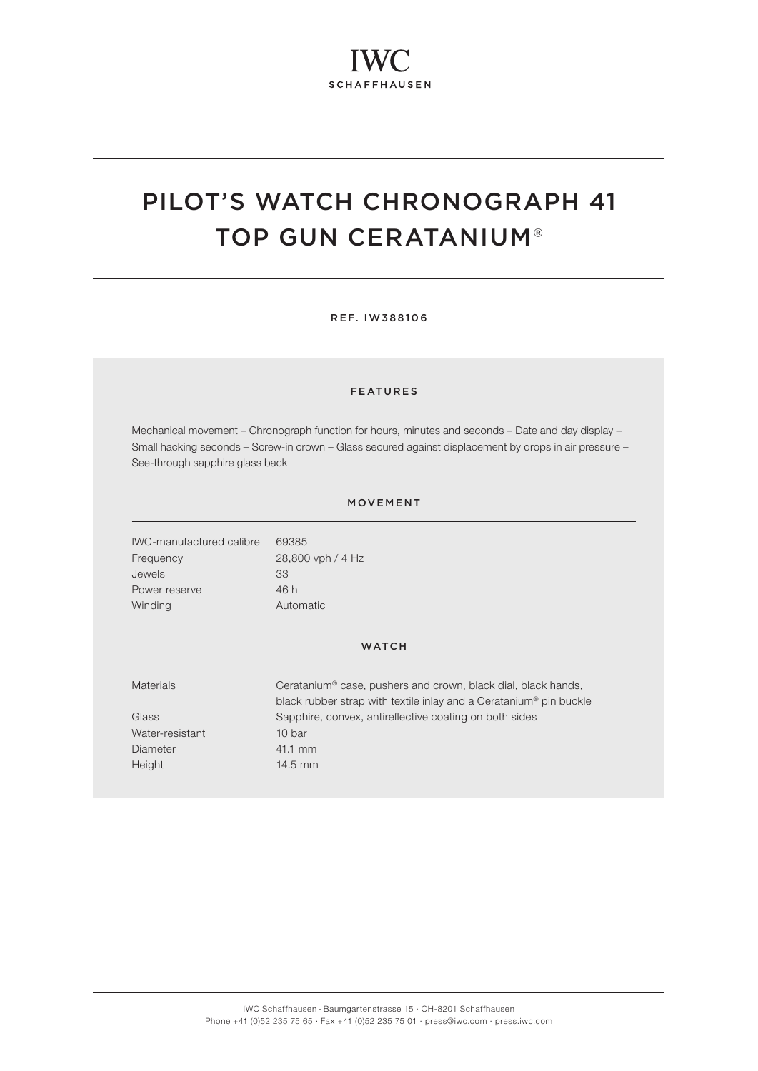IWC
SCHAFFHAUSEN

# PILOT'S WATCH CHRONOGRAPH 41 TOP GUN CERATANIUM®

REF. IW388106

## FEATURES

Mechanical movement – Chronograph function for hours, minutes and seconds – Date and day display – Small hacking seconds – Screw-in crown – Glass secured against displacement by drops in air pressure – See-through sapphire glass back

## MOVEMENT

| | |
|---|---|
| IWC-manufactured calibre | 69385 |
| Frequency | 28,800 vph / 4 Hz |
| Jewels | 33 |
| Power reserve | 46 h |
| Winding | Automatic |

## WATCH

| | |
|---|---|
| Materials | Ceratanium® case, pushers and crown, black dial, black hands, black rubber strap with textile inlay and a Ceratanium® pin buckle |
| Glass | Sapphire, convex, antireflective coating on both sides |
| Water-resistant | 10 bar |
| Diameter | 41.1 mm |
| Height | 14.5 mm |

IWC Schaffhausen · Baumgartenstrasse 15 · CH-8201 Schaffhausen
Phone +41 (0)52 235 75 65 · Fax +41 (0)52 235 75 01 · press@iwc.com · press.iwc.com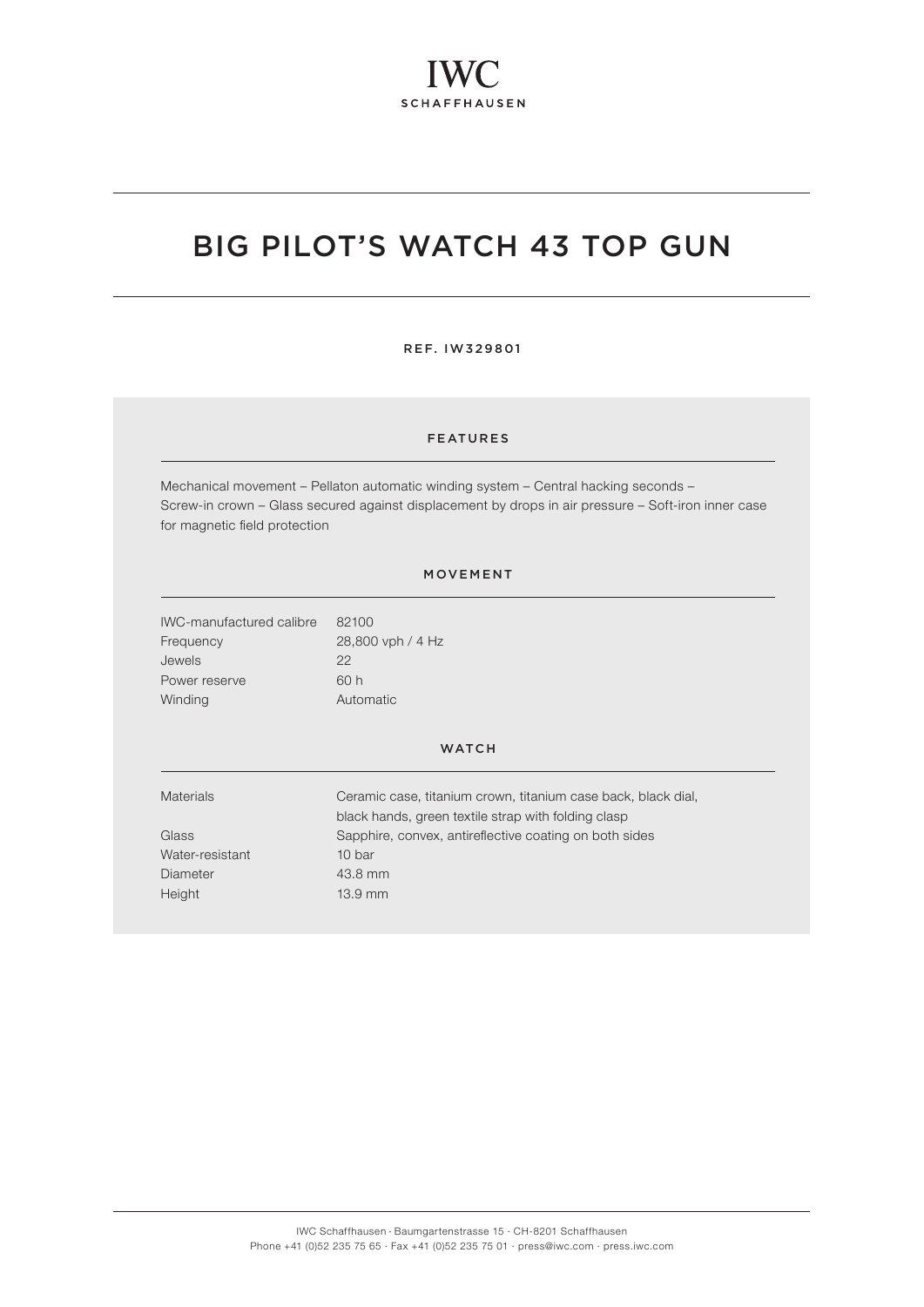IWC
SCHAFFHAUSEN

# BIG PILOT'S WATCH 43 TOP GUN

REF. IW329801

## FEATURES

Mechanical movement – Pellaton automatic winding system – Central hacking seconds – Screw-in crown – Glass secured against displacement by drops in air pressure – Soft-iron inner case for magnetic field protection

## MOVEMENT

| | |
|---|---|
| IWC-manufactured calibre | 82100 |
| Frequency | 28,800 vph / 4 Hz |
| Jewels | 22 |
| Power reserve | 60 h |
| Winding | Automatic |

## WATCH

| | |
|---|---|
| Materials | Ceramic case, titanium crown, titanium case back, black dial, black hands, green textile strap with folding clasp |
| Glass | Sapphire, convex, antireflective coating on both sides |
| Water-resistant | 10 bar |
| Diameter | 43.8 mm |
| Height | 13.9 mm |

IWC Schaffhausen · Baumgartenstrasse 15 · CH-8201 Schaffhausen
Phone +41 (0)52 235 75 65 · Fax +41 (0)52 235 75 01 · press@iwc.com · press.iwc.com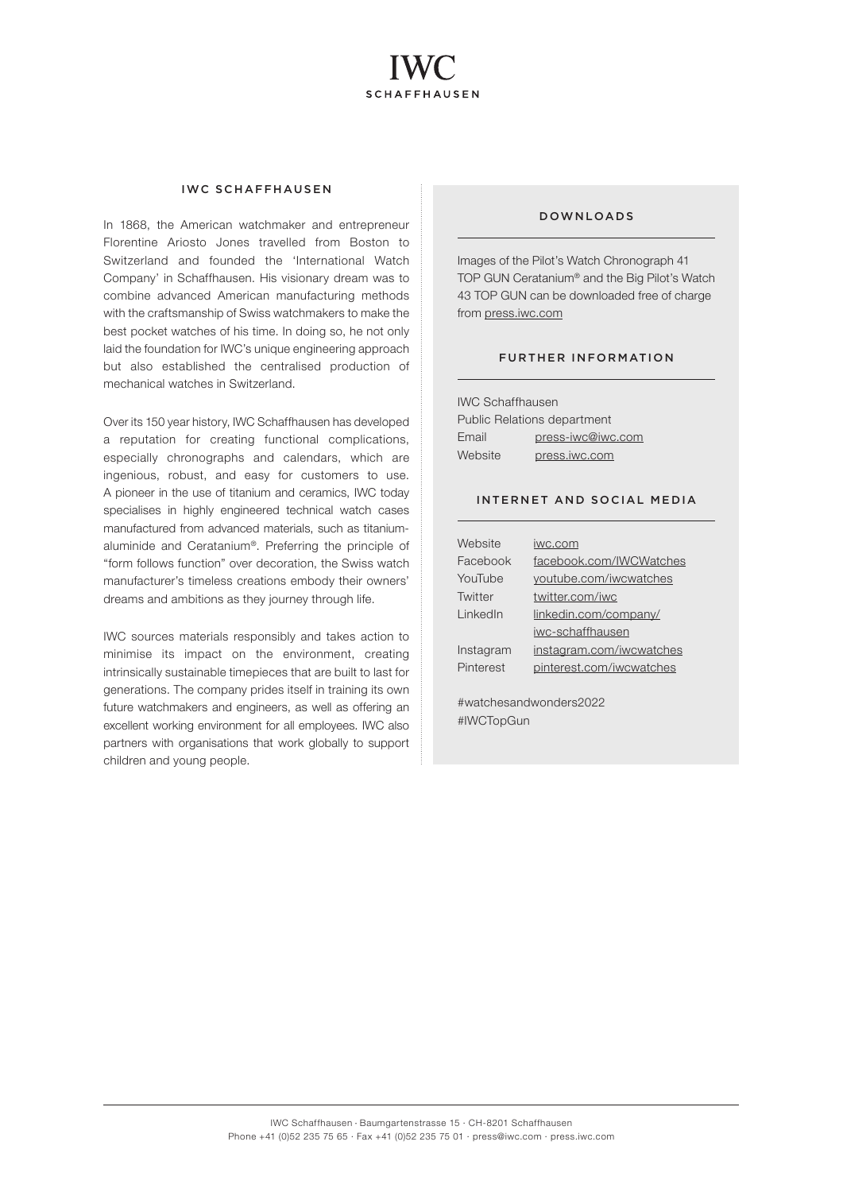## IWC SCHAFFHAUSEN

In 1868, the American watchmaker and entrepreneur Florentine Ariosto Jones travelled from Boston to Switzerland and founded the 'International Watch Company' in Schaffhausen. His visionary dream was to combine advanced American manufacturing methods with the craftsmanship of Swiss watchmakers to make the best pocket watches of his time. In doing so, he not only laid the foundation for IWC's unique engineering approach but also established the centralised production of mechanical watches in Switzerland.

Over its 150 year history, IWC Schaffhausen has developed a reputation for creating functional complications, especially chronographs and calendars, which are ingenious, robust, and easy for customers to use. A pioneer in the use of titanium and ceramics, IWC today specialises in highly engineered technical watch cases manufactured from advanced materials, such as titanium-aluminide and Ceratanium®. Preferring the principle of "form follows function" over decoration, the Swiss watch manufacturer's timeless creations embody their owners' dreams and ambitions as they journey through life.

IWC sources materials responsibly and takes action to minimise its impact on the environment, creating intrinsically sustainable timepieces that are built to last for generations. The company prides itself in training its own future watchmakers and engineers, as well as offering an excellent working environment for all employees. IWC also partners with organisations that work globally to support children and young people.

## DOWNLOADS

Images of the Pilot's Watch Chronograph 41 TOP GUN Ceratanium® and the Big Pilot's Watch 43 TOP GUN can be downloaded free of charge from press.iwc.com

## FURTHER INFORMATION

IWC Schaffhausen
Public Relations department

| | |
|---|---|
| Email | press-iwc@iwc.com |
| Website | press.iwc.com |

## INTERNET AND SOCIAL MEDIA

| | |
|---|---|
| Website | iwc.com |
| Facebook | facebook.com/IWCWatches |
| YouTube | youtube.com/iwcwatches |
| Twitter | twitter.com/iwc |
| LinkedIn | linkedin.com/company/iwc-schaffhausen |
| Instagram | instagram.com/iwcwatches |
| Pinterest | pinterest.com/iwcwatches |

#watchesandwonders2022
#IWCTopGun

IWC Schaffhausen · Baumgartenstrasse 15 · CH-8201 Schaffhausen
Phone +41 (0)52 235 75 65 · Fax +41 (0)52 235 75 01 · press@iwc.com · press.iwc.com